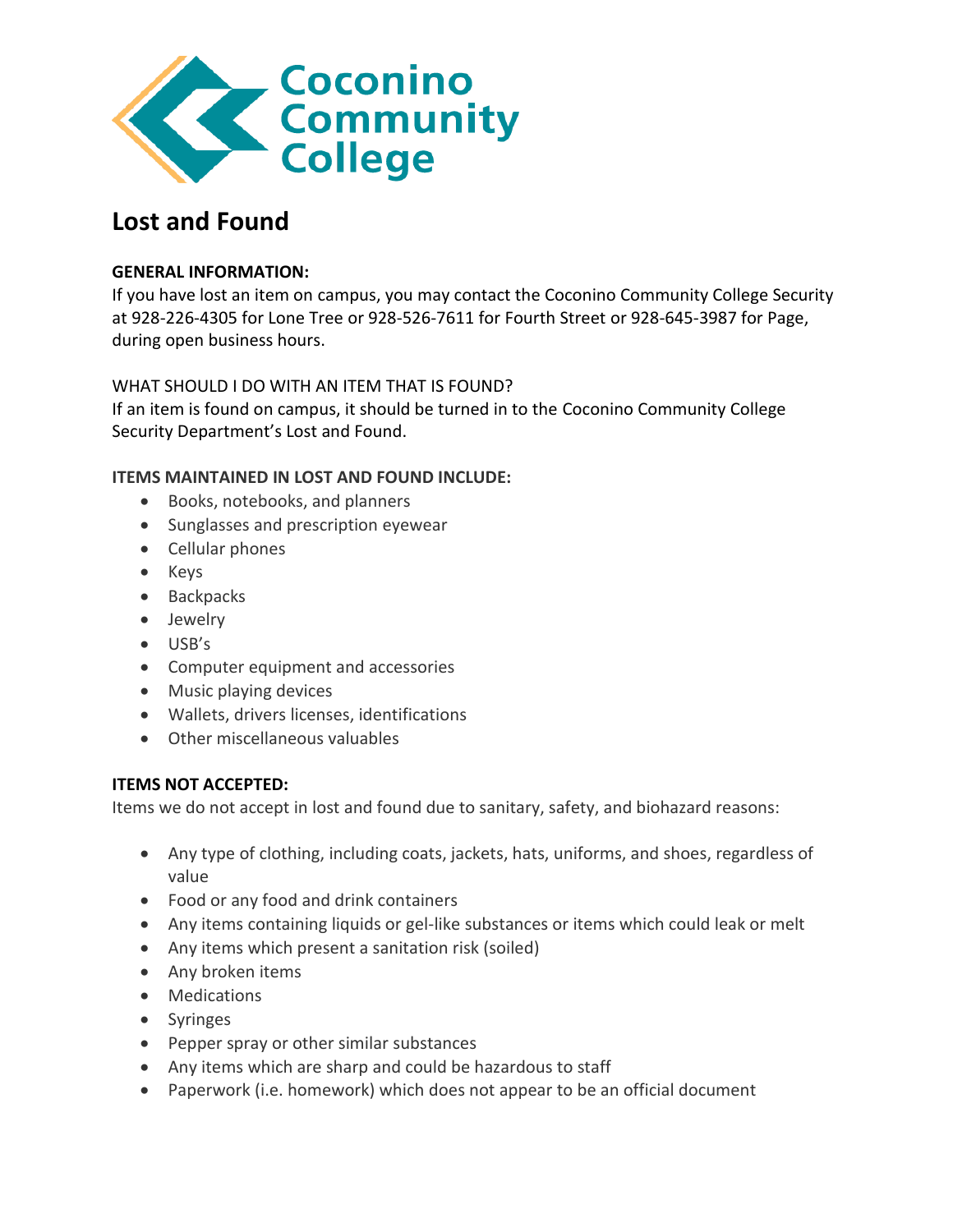Coconino Community College

# Lost and Found

**GENERAL INFORMATION:**

If you have lost an item on campus, you may contact the Coconino Community College Security at 928-226-4305 for Lone Tree or 928-526-7611 for Fourth Street or 928-645-3987 for Page, during open business hours.

WHAT SHOULD I DO WITH AN ITEM THAT IS FOUND?

If an item is found on campus, it should be turned in to the Coconino Community College Security Department's Lost and Found.

**ITEMS MAINTAINED IN LOST AND FOUND INCLUDE:**

- Books, notebooks, and planners
- Sunglasses and prescription eyewear
- Cellular phones
- Keys
- Backpacks
- Jewelry
- USB's
- Computer equipment and accessories
- Music playing devices
- Wallets, drivers licenses, identifications
- Other miscellaneous valuables

**ITEMS NOT ACCEPTED:**

Items we do not accept in lost and found due to sanitary, safety, and biohazard reasons:

- Any type of clothing, including coats, jackets, hats, uniforms, and shoes, regardless of value
- Food or any food and drink containers
- Any items containing liquids or gel-like substances or items which could leak or melt
- Any items which present a sanitation risk (soiled)
- Any broken items
- Medications
- Syringes
- Pepper spray or other similar substances
- Any items which are sharp and could be hazardous to staff
- Paperwork (i.e. homework) which does not appear to be an official document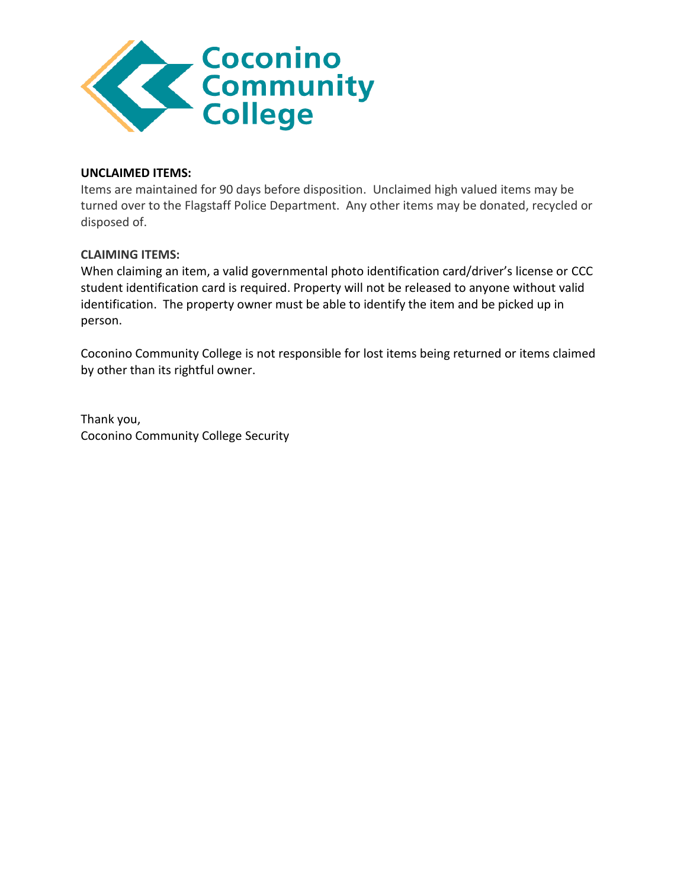**UNCLAIMED ITEMS:**
Items are maintained for 90 days before disposition. Unclaimed high valued items may be turned over to the Flagstaff Police Department. Any other items may be donated, recycled or disposed of.

**CLAIMING ITEMS:**
When claiming an item, a valid governmental photo identification card/driver's license or CCC student identification card is required. Property will not be released to anyone without valid identification. The property owner must be able to identify the item and be picked up in person.

Coconino Community College is not responsible for lost items being returned or items claimed by other than its rightful owner.

Thank you,
Coconino Community College Security